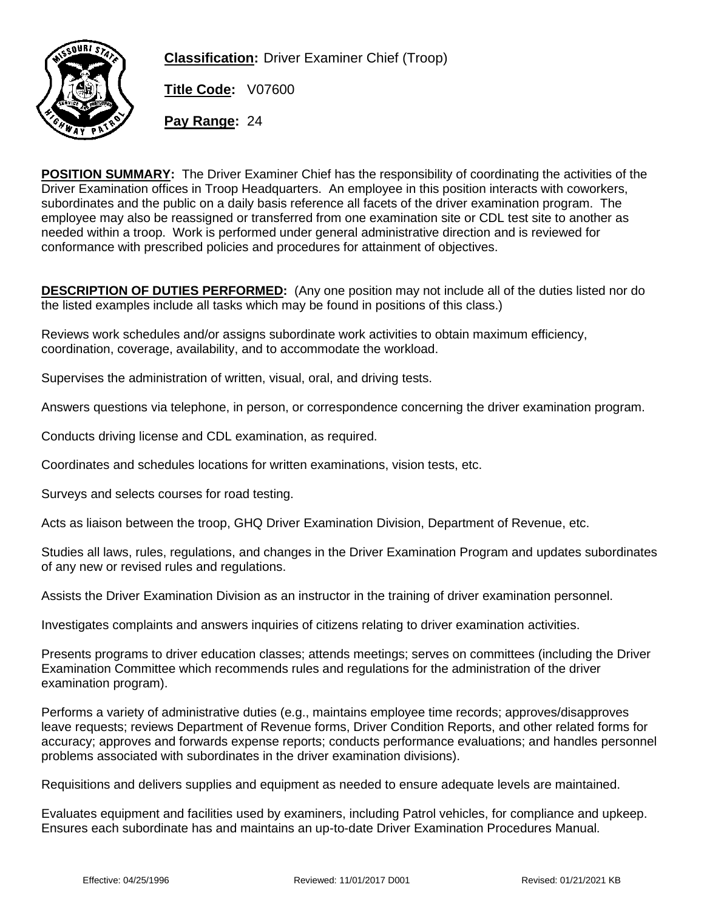**Classification:** Driver Examiner Chief (Troop)

**Title Code:** V07600

**Pay Range:** 24

**POSITION SUMMARY:** The Driver Examiner Chief has the responsibility of coordinating the activities of the Driver Examination offices in Troop Headquarters. An employee in this position interacts with coworkers, subordinates and the public on a daily basis reference all facets of the driver examination program. The employee may also be reassigned or transferred from one examination site or CDL test site to another as needed within a troop. Work is performed under general administrative direction and is reviewed for conformance with prescribed policies and procedures for attainment of objectives.

**DESCRIPTION OF DUTIES PERFORMED:** (Any one position may not include all of the duties listed nor do the listed examples include all tasks which may be found in positions of this class.)

Reviews work schedules and/or assigns subordinate work activities to obtain maximum efficiency, coordination, coverage, availability, and to accommodate the workload.

Supervises the administration of written, visual, oral, and driving tests.

Answers questions via telephone, in person, or correspondence concerning the driver examination program.

Conducts driving license and CDL examination, as required.

Coordinates and schedules locations for written examinations, vision tests, etc.

Surveys and selects courses for road testing.

Acts as liaison between the troop, GHQ Driver Examination Division, Department of Revenue, etc.

Studies all laws, rules, regulations, and changes in the Driver Examination Program and updates subordinates of any new or revised rules and regulations.

Assists the Driver Examination Division as an instructor in the training of driver examination personnel.

Investigates complaints and answers inquiries of citizens relating to driver examination activities.

Presents programs to driver education classes; attends meetings; serves on committees (including the Driver Examination Committee which recommends rules and regulations for the administration of the driver examination program).

Performs a variety of administrative duties (e.g., maintains employee time records; approves/disapproves leave requests; reviews Department of Revenue forms, Driver Condition Reports, and other related forms for accuracy; approves and forwards expense reports; conducts performance evaluations; and handles personnel problems associated with subordinates in the driver examination divisions).

Requisitions and delivers supplies and equipment as needed to ensure adequate levels are maintained.

Evaluates equipment and facilities used by examiners, including Patrol vehicles, for compliance and upkeep. Ensures each subordinate has and maintains an up-to-date Driver Examination Procedures Manual.

Effective: 04/25/1996 Reviewed: 11/01/2017 D001 Revised: 01/21/2021 KB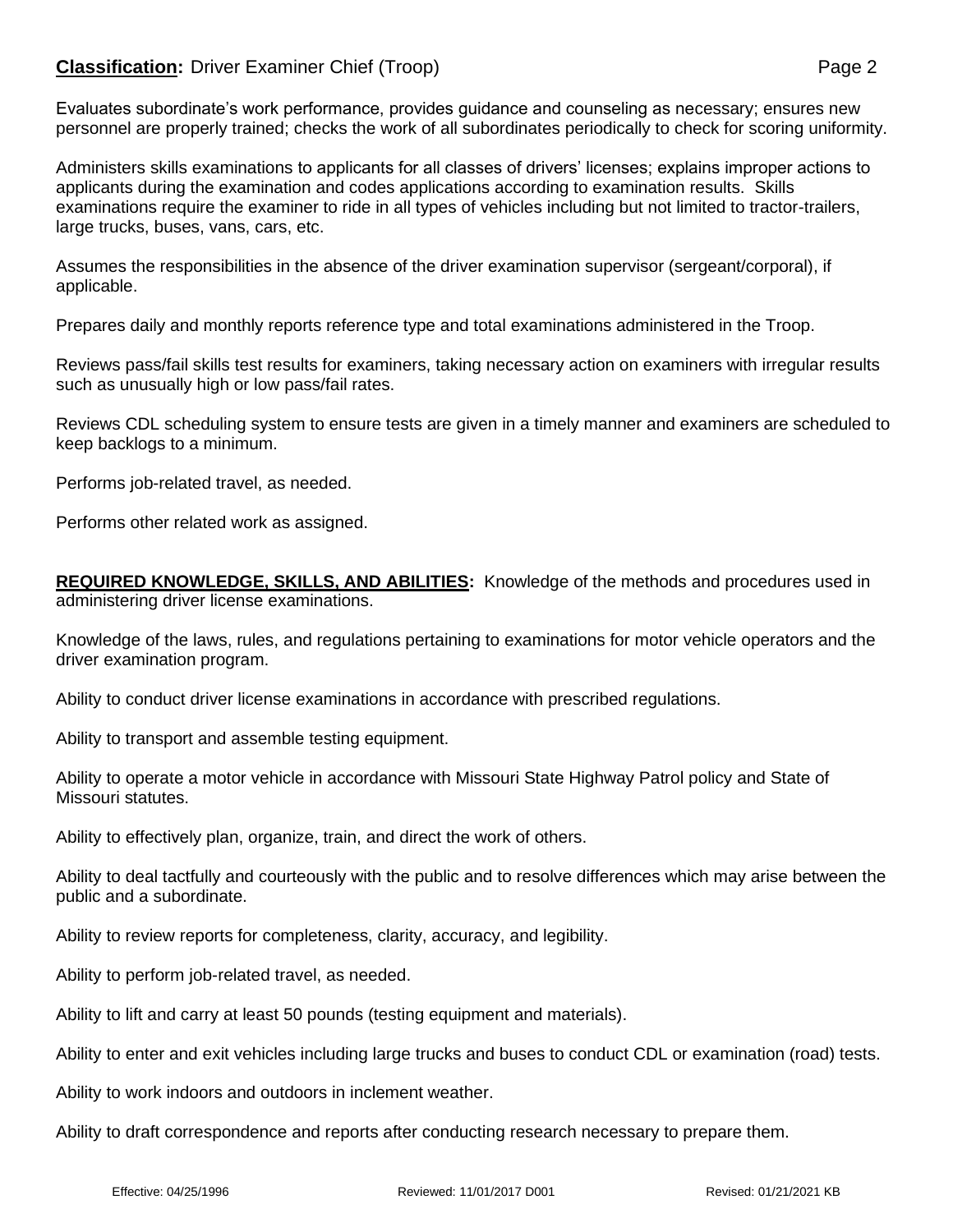Evaluates subordinate's work performance, provides guidance and counseling as necessary; ensures new personnel are properly trained; checks the work of all subordinates periodically to check for scoring uniformity.

Administers skills examinations to applicants for all classes of drivers' licenses; explains improper actions to applicants during the examination and codes applications according to examination results. Skills examinations require the examiner to ride in all types of vehicles including but not limited to tractor-trailers, large trucks, buses, vans, cars, etc.

Assumes the responsibilities in the absence of the driver examination supervisor (sergeant/corporal), if applicable.

Prepares daily and monthly reports reference type and total examinations administered in the Troop.

Reviews pass/fail skills test results for examiners, taking necessary action on examiners with irregular results such as unusually high or low pass/fail rates.

Reviews CDL scheduling system to ensure tests are given in a timely manner and examiners are scheduled to keep backlogs to a minimum.

Performs job-related travel, as needed.

Performs other related work as assigned.

**REQUIRED KNOWLEDGE, SKILLS, AND ABILITIES:** Knowledge of the methods and procedures used in administering driver license examinations.

Knowledge of the laws, rules, and regulations pertaining to examinations for motor vehicle operators and the driver examination program.

Ability to conduct driver license examinations in accordance with prescribed regulations.

Ability to transport and assemble testing equipment.

Ability to operate a motor vehicle in accordance with Missouri State Highway Patrol policy and State of Missouri statutes.

Ability to effectively plan, organize, train, and direct the work of others.

Ability to deal tactfully and courteously with the public and to resolve differences which may arise between the public and a subordinate.

Ability to review reports for completeness, clarity, accuracy, and legibility.

Ability to perform job-related travel, as needed.

Ability to lift and carry at least 50 pounds (testing equipment and materials).

Ability to enter and exit vehicles including large trucks and buses to conduct CDL or examination (road) tests.

Ability to work indoors and outdoors in inclement weather.

Ability to draft correspondence and reports after conducting research necessary to prepare them.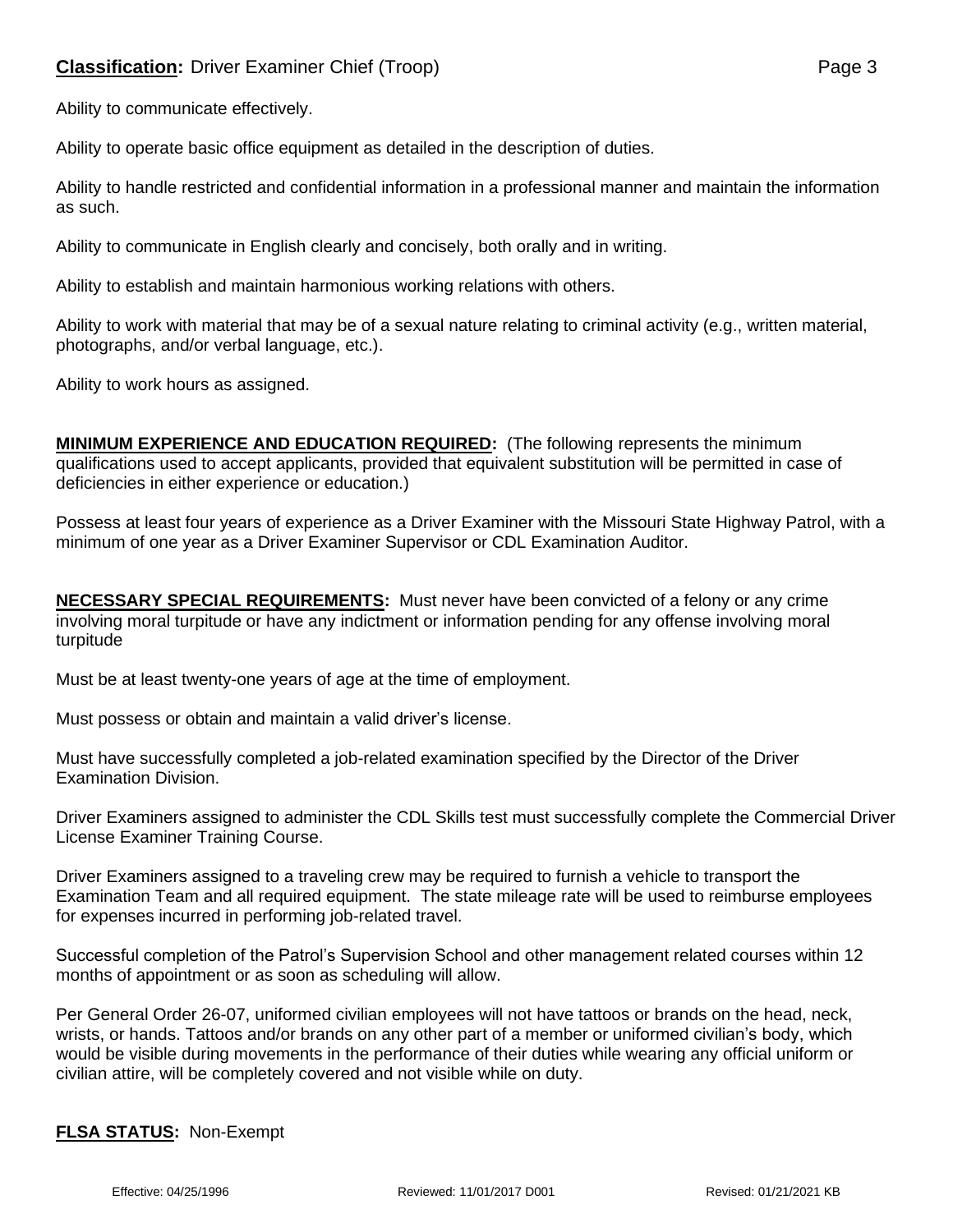Ability to communicate effectively.

Ability to operate basic office equipment as detailed in the description of duties.

Ability to handle restricted and confidential information in a professional manner and maintain the information as such.

Ability to communicate in English clearly and concisely, both orally and in writing.

Ability to establish and maintain harmonious working relations with others.

Ability to work with material that may be of a sexual nature relating to criminal activity (e.g., written material, photographs, and/or verbal language, etc.).

Ability to work hours as assigned.

**MINIMUM EXPERIENCE AND EDUCATION REQUIRED:** (The following represents the minimum qualifications used to accept applicants, provided that equivalent substitution will be permitted in case of deficiencies in either experience or education.)

Possess at least four years of experience as a Driver Examiner with the Missouri State Highway Patrol, with a minimum of one year as a Driver Examiner Supervisor or CDL Examination Auditor.

**NECESSARY SPECIAL REQUIREMENTS:** Must never have been convicted of a felony or any crime involving moral turpitude or have any indictment or information pending for any offense involving moral turpitude

Must be at least twenty-one years of age at the time of employment.

Must possess or obtain and maintain a valid driver's license.

Must have successfully completed a job-related examination specified by the Director of the Driver Examination Division.

Driver Examiners assigned to administer the CDL Skills test must successfully complete the Commercial Driver License Examiner Training Course.

Driver Examiners assigned to a traveling crew may be required to furnish a vehicle to transport the Examination Team and all required equipment. The state mileage rate will be used to reimburse employees for expenses incurred in performing job-related travel.

Successful completion of the Patrol's Supervision School and other management related courses within 12 months of appointment or as soon as scheduling will allow.

Per General Order 26-07, uniformed civilian employees will not have tattoos or brands on the head, neck, wrists, or hands. Tattoos and/or brands on any other part of a member or uniformed civilian's body, which would be visible during movements in the performance of their duties while wearing any official uniform or civilian attire, will be completely covered and not visible while on duty.

**FLSA STATUS:** Non-Exempt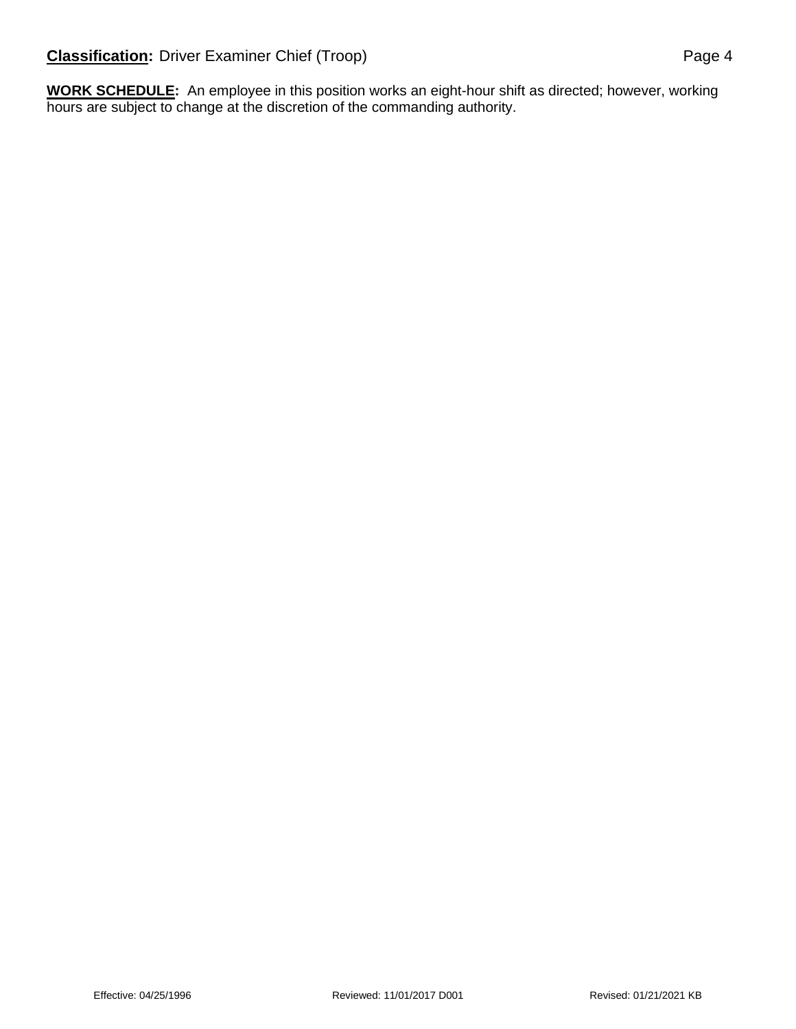**WORK SCHEDULE:** An employee in this position works an eight-hour shift as directed; however, working hours are subject to change at the discretion of the commanding authority.